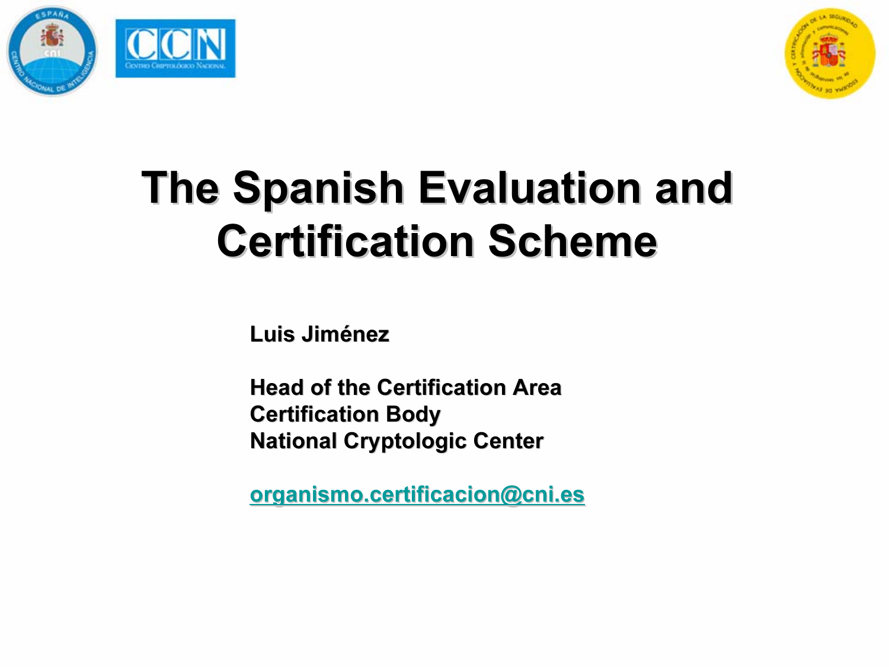# The Spanish Evaluation and Certification Scheme

**Luis Jiménez**

**Head of the Certification Area**
**Certification Body**
**National Cryptologic Center**

**organismo.certificacion@cni.es**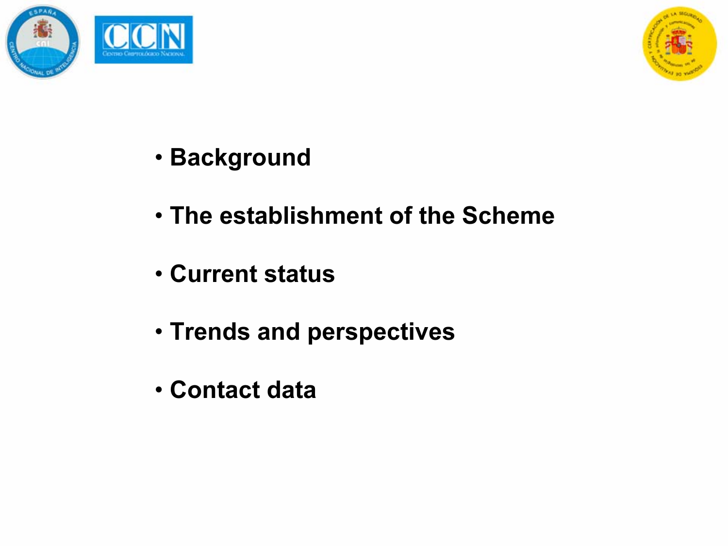- Background
- The establishment of the Scheme
- Current status
- Trends and perspectives
- Contact data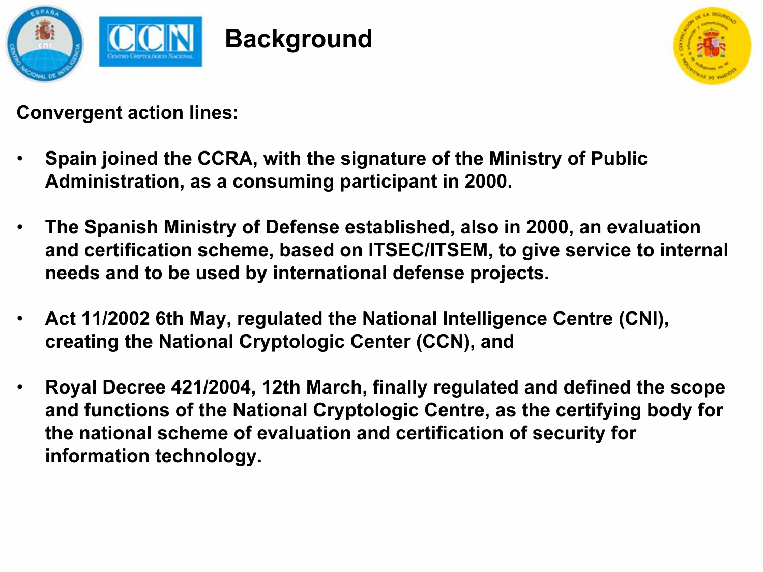# Background

**Convergent action lines:**

- **Spain joined the CCRA, with the signature of the Ministry of Public Administration, as a consuming participant in 2000.**
- **The Spanish Ministry of Defense established, also in 2000, an evaluation and certification scheme, based on ITSEC/ITSEM, to give service to internal needs and to be used by international defense projects.**
- **Act 11/2002 6th May, regulated the National Intelligence Centre (CNI), creating the National Cryptologic Center (CCN), and**
- **Royal Decree 421/2004, 12th March, finally regulated and defined the scope and functions of the National Cryptologic Centre, as the certifying body for the national scheme of evaluation and certification of security for information technology.**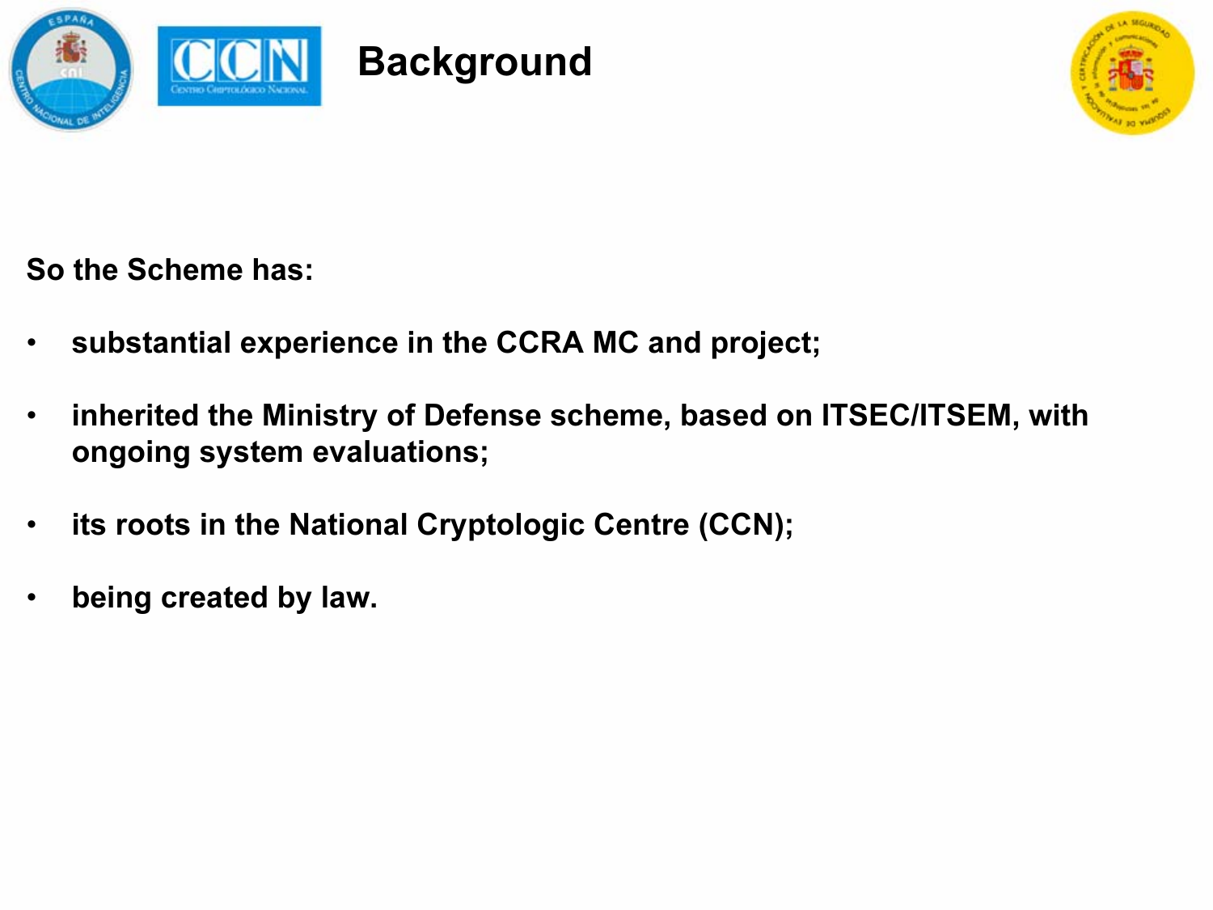# Background

**So the Scheme has:**

- **substantial experience in the CCRA MC and project;**
- **inherited the Ministry of Defense scheme, based on ITSEC/ITSEM, with ongoing system evaluations;**
- **its roots in the National Cryptologic Centre (CCN);**
- **being created by law.**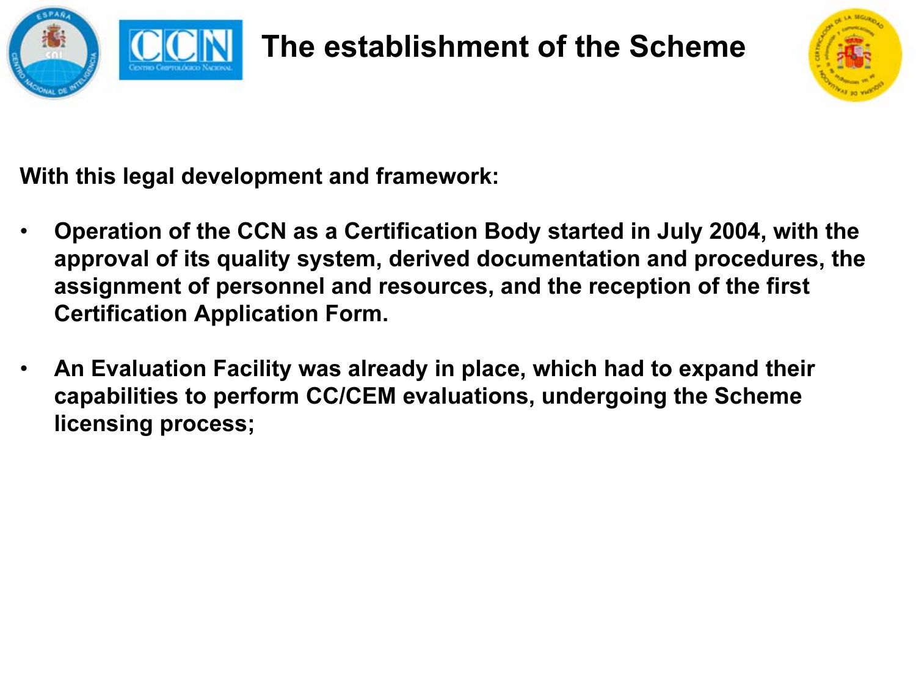# The establishment of the Scheme

**With this legal development and framework:**

- **Operation of the CCN as a Certification Body started in July 2004, with the approval of its quality system, derived documentation and procedures, the assignment of personnel and resources, and the reception of the first Certification Application Form.**

- **An Evaluation Facility was already in place, which had to expand their capabilities to perform CC/CEM evaluations, undergoing the Scheme licensing process;**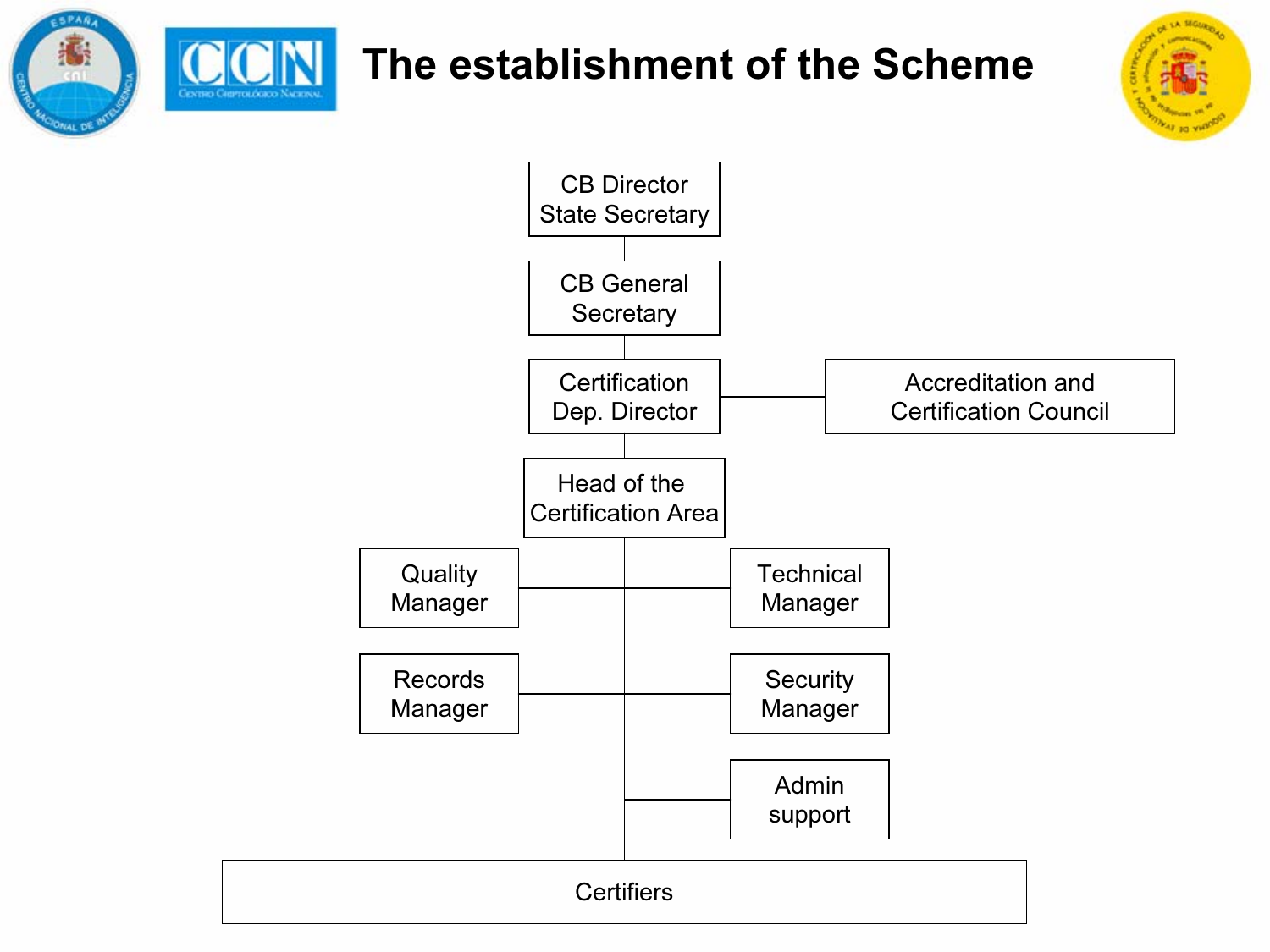# The establishment of the Scheme

- CB Director State Secretary
  - CB General Secretary
    - Certification Dep. Director — Accreditation and Certification Council
      - Head of the Certification Area
        - Quality Manager
        - Technical Manager
        - Records Manager
        - Security Manager
        - Admin support
        - Certifiers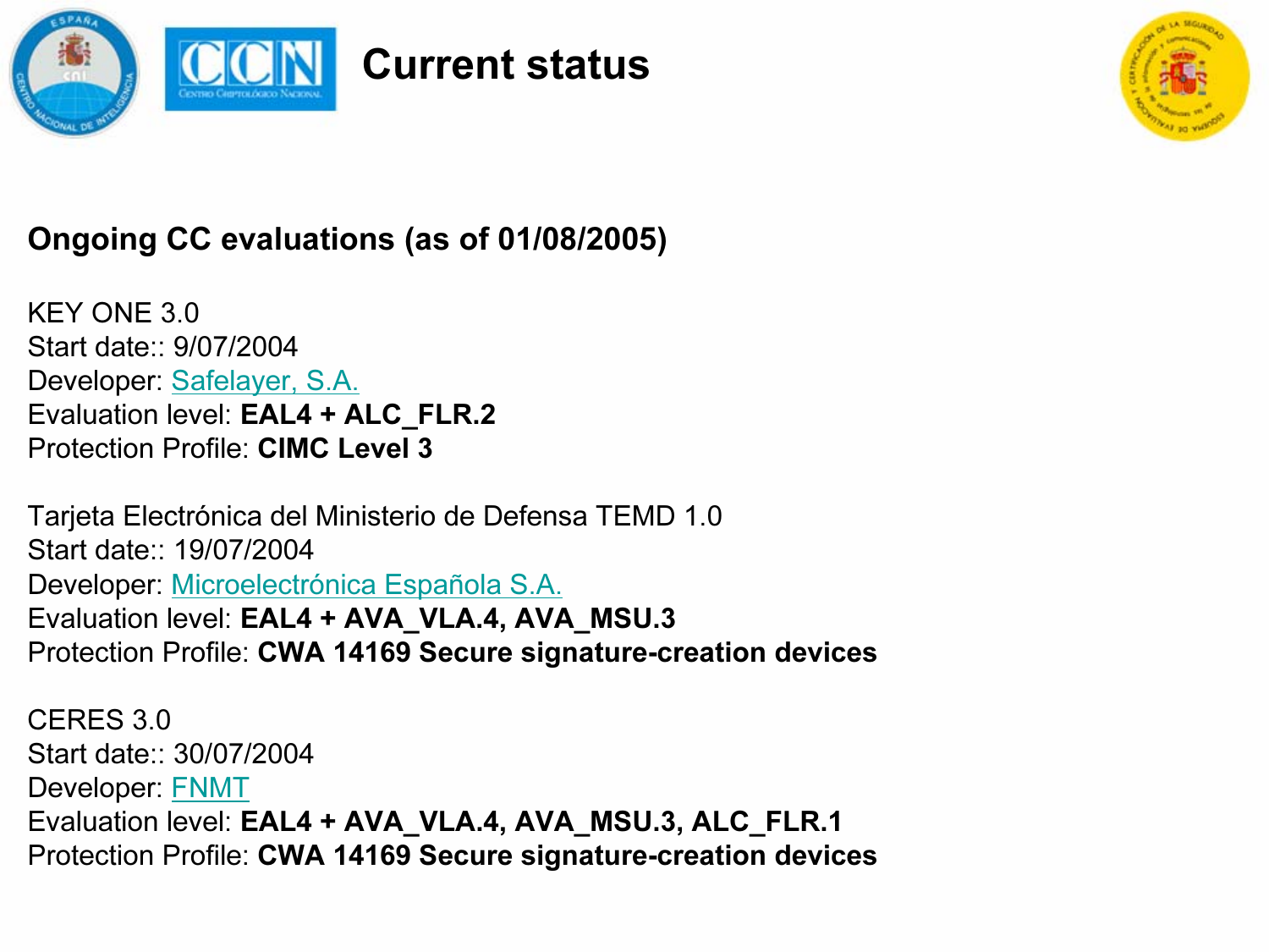# Current status

## Ongoing CC evaluations (as of 01/08/2005)

KEY ONE 3.0
Start date:: 9/07/2004
Developer: Safelayer, S.A.
Evaluation level: **EAL4 + ALC_FLR.2**
Protection Profile: **CIMC Level 3**

Tarjeta Electrónica del Ministerio de Defensa TEMD 1.0
Start date:: 19/07/2004
Developer: Microelectrónica Española S.A.
Evaluation level: **EAL4 + AVA_VLA.4, AVA_MSU.3**
Protection Profile: **CWA 14169 Secure signature-creation devices**

CERES 3.0
Start date:: 30/07/2004
Developer: FNMT
Evaluation level: **EAL4 + AVA_VLA.4, AVA_MSU.3, ALC_FLR.1**
Protection Profile: **CWA 14169 Secure signature-creation devices**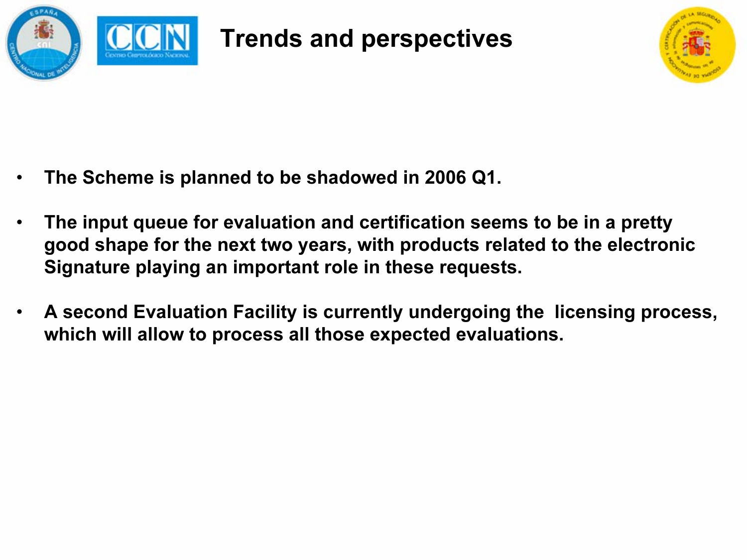# Trends and perspectives

- The Scheme is planned to be shadowed in 2006 Q1.
- The input queue for evaluation and certification seems to be in a pretty good shape for the next two years, with products related to the electronic Signature playing an important role in these requests.
- A second Evaluation Facility is currently undergoing the licensing process, which will allow to process all those expected evaluations.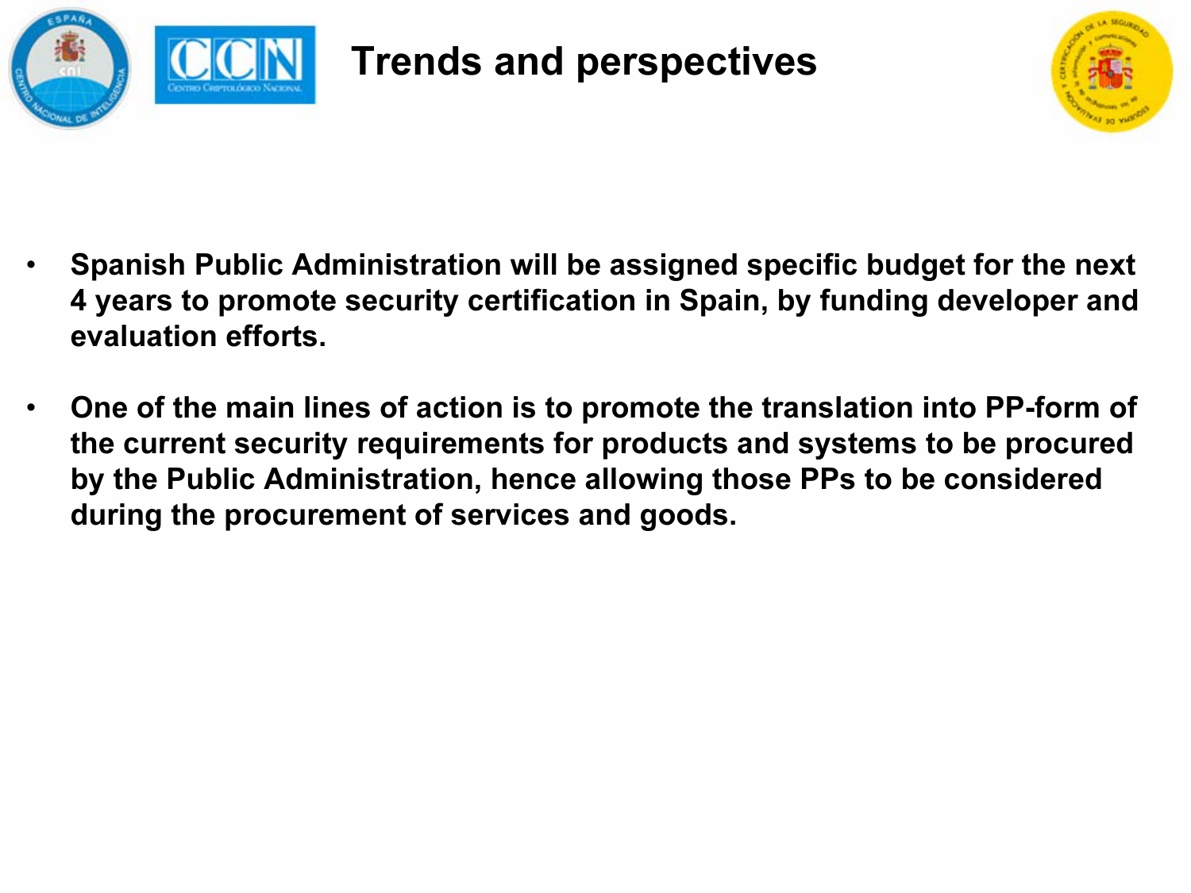# Trends and perspectives

- **Spanish Public Administration will be assigned specific budget for the next 4 years to promote security certification in Spain, by funding developer and evaluation efforts.**
- **One of the main lines of action is to promote the translation into PP-form of the current security requirements for products and systems to be procured by the Public Administration, hence allowing those PPs to be considered during the procurement of services and goods.**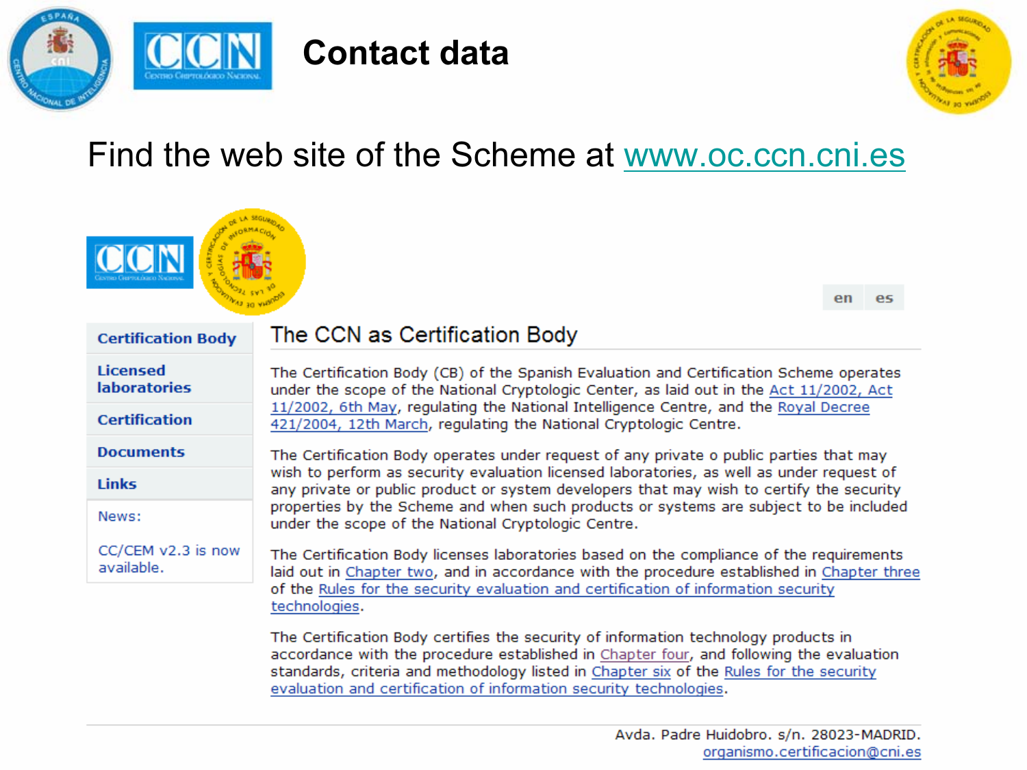# Contact data

Find the web site of the Scheme at www.oc.ccn.cni.es

en es

- Certification Body
- Licensed laboratories
- Certification
- Documents
- Links

News:

CC/CEM v2.3 is now available.

## The CCN as Certification Body

The Certification Body (CB) of the Spanish Evaluation and Certification Scheme operates under the scope of the National Cryptologic Center, as laid out in the Act 11/2002, Act 11/2002, 6th May, regulating the National Intelligence Centre, and the Royal Decree 421/2004, 12th March, regulating the National Cryptologic Centre.

The Certification Body operates under request of any private o public parties that may wish to perform as security evaluation licensed laboratories, as well as under request of any private or public product or system developers that may wish to certify the security properties by the Scheme and when such products or systems are subject to be included under the scope of the National Cryptologic Centre.

The Certification Body licenses laboratories based on the compliance of the requirements laid out in Chapter two, and in accordance with the procedure established in Chapter three of the Rules for the security evaluation and certification of information security technologies.

The Certification Body certifies the security of information technology products in accordance with the procedure established in Chapter four, and following the evaluation standards, criteria and methodology listed in Chapter six of the Rules for the security evaluation and certification of information security technologies.

Avda. Padre Huidobro. s/n. 28023-MADRID.
organismo.certificacion@cni.es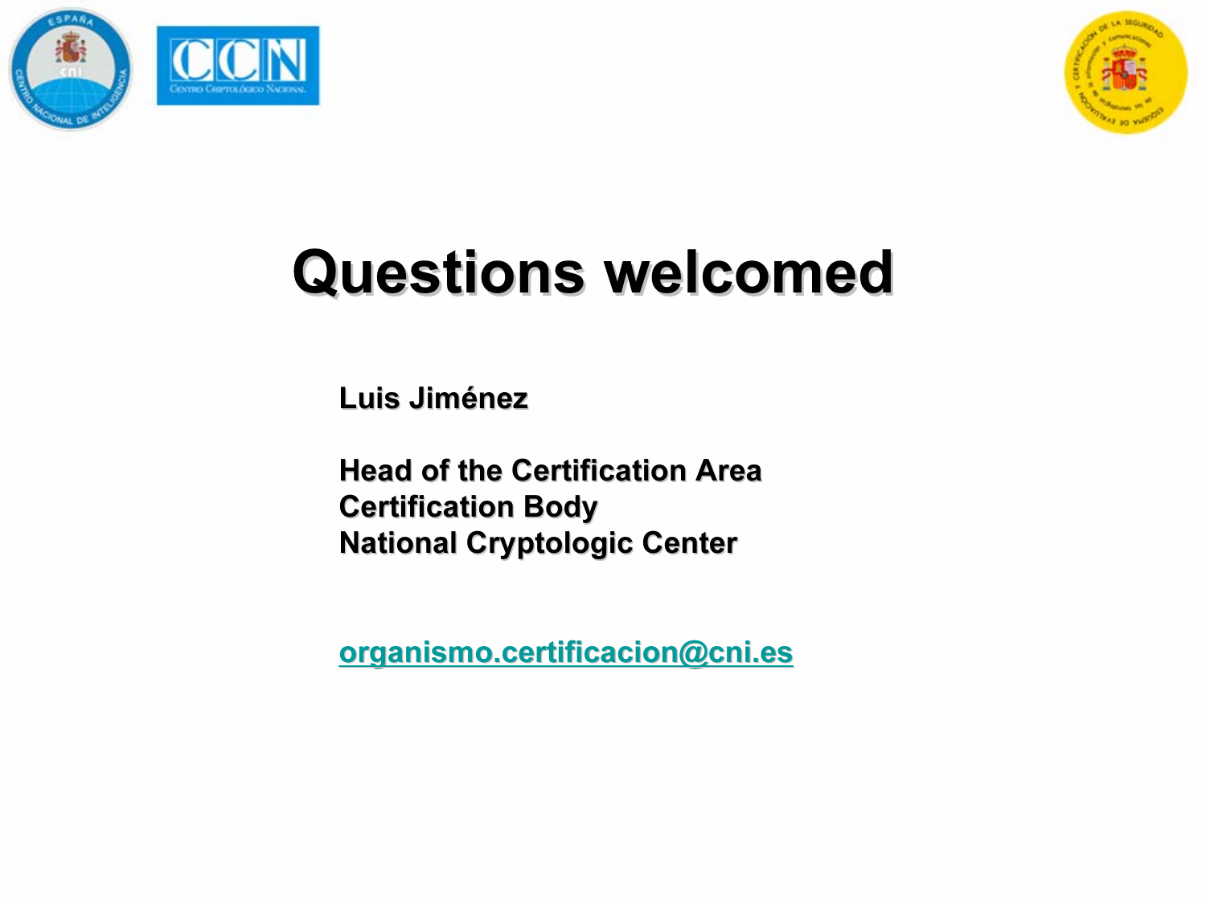# Questions welcomed

**Luis Jiménez**

**Head of the Certification Area**
**Certification Body**
**National Cryptologic Center**

**organismo.certificacion@cni.es**